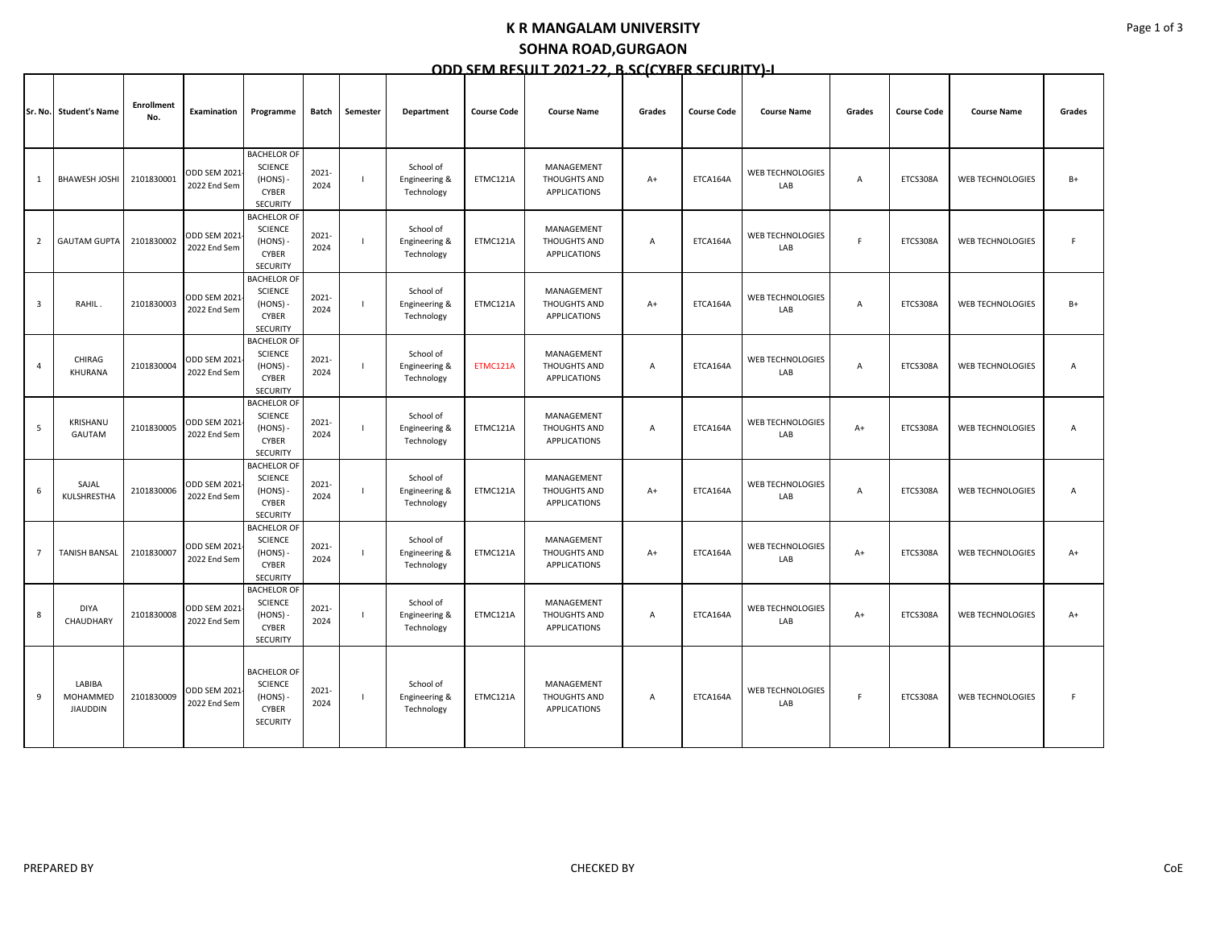# K R MANGALAM UNIVERSITY

## SOHNA ROAD,GURGAON

## ODD SEM RESULT 2021-22, B.SC(CYBER SECURITY)-I

| Sr. No. | Student's Name | Enrollment No. | Examination | Programme | Batch | Semester | Department | Course Code | Course Name | Grades | Course Code | Course Name | Grades | Course Code | Course Name | Grades |
|---|---|---|---|---|---|---|---|---|---|---|---|---|---|---|---|---|
| 1 | BHAWESH JOSHI | 2101830001 | ODD SEM 2021-2022 End Sem | BACHELOR OF SCIENCE (HONS) - CYBER SECURITY | 2021-2024 | I | School of Engineering & Technology | ETMC121A | MANAGEMENT THOUGHTS AND APPLICATIONS | A+ | ETCA164A | WEB TECHNOLOGIES LAB | A | ETCS308A | WEB TECHNOLOGIES | B+ |
| 2 | GAUTAM GUPTA | 2101830002 | ODD SEM 2021-2022 End Sem | BACHELOR OF SCIENCE (HONS) - CYBER SECURITY | 2021-2024 | I | School of Engineering & Technology | ETMC121A | MANAGEMENT THOUGHTS AND APPLICATIONS | A | ETCA164A | WEB TECHNOLOGIES LAB | F | ETCS308A | WEB TECHNOLOGIES | F |
| 3 | RAHIL . | 2101830003 | ODD SEM 2021-2022 End Sem | BACHELOR OF SCIENCE (HONS) - CYBER SECURITY | 2021-2024 | I | School of Engineering & Technology | ETMC121A | MANAGEMENT THOUGHTS AND APPLICATIONS | A+ | ETCA164A | WEB TECHNOLOGIES LAB | A | ETCS308A | WEB TECHNOLOGIES | B+ |
| 4 | CHIRAG KHURANA | 2101830004 | ODD SEM 2021-2022 End Sem | BACHELOR OF SCIENCE (HONS) - CYBER SECURITY | 2021-2024 | I | School of Engineering & Technology | ETMC121A | MANAGEMENT THOUGHTS AND APPLICATIONS | A | ETCA164A | WEB TECHNOLOGIES LAB | A | ETCS308A | WEB TECHNOLOGIES | A |
| 5 | KRISHANU GAUTAM | 2101830005 | ODD SEM 2021-2022 End Sem | BACHELOR OF SCIENCE (HONS) - CYBER SECURITY | 2021-2024 | I | School of Engineering & Technology | ETMC121A | MANAGEMENT THOUGHTS AND APPLICATIONS | A | ETCA164A | WEB TECHNOLOGIES LAB | A+ | ETCS308A | WEB TECHNOLOGIES | A |
| 6 | SAJAL KULSHRESTHA | 2101830006 | ODD SEM 2021-2022 End Sem | BACHELOR OF SCIENCE (HONS) - CYBER SECURITY | 2021-2024 | I | School of Engineering & Technology | ETMC121A | MANAGEMENT THOUGHTS AND APPLICATIONS | A+ | ETCA164A | WEB TECHNOLOGIES LAB | A | ETCS308A | WEB TECHNOLOGIES | A |
| 7 | TANISH BANSAL | 2101830007 | ODD SEM 2021-2022 End Sem | BACHELOR OF SCIENCE (HONS) - CYBER SECURITY | 2021-2024 | I | School of Engineering & Technology | ETMC121A | MANAGEMENT THOUGHTS AND APPLICATIONS | A+ | ETCA164A | WEB TECHNOLOGIES LAB | A+ | ETCS308A | WEB TECHNOLOGIES | A+ |
| 8 | DIYA CHAUDHARY | 2101830008 | ODD SEM 2021-2022 End Sem | BACHELOR OF SCIENCE (HONS) - CYBER SECURITY | 2021-2024 | I | School of Engineering & Technology | ETMC121A | MANAGEMENT THOUGHTS AND APPLICATIONS | A | ETCA164A | WEB TECHNOLOGIES LAB | A+ | ETCS308A | WEB TECHNOLOGIES | A+ |
| 9 | LABIBA MOHAMMED JIAUDDIN | 2101830009 | ODD SEM 2021-2022 End Sem | BACHELOR OF SCIENCE (HONS) - CYBER SECURITY | 2021-2024 | I | School of Engineering & Technology | ETMC121A | MANAGEMENT THOUGHTS AND APPLICATIONS | A | ETCA164A | WEB TECHNOLOGIES LAB | F | ETCS308A | WEB TECHNOLOGIES | F |

PREPARED BY CHECKED BY CoE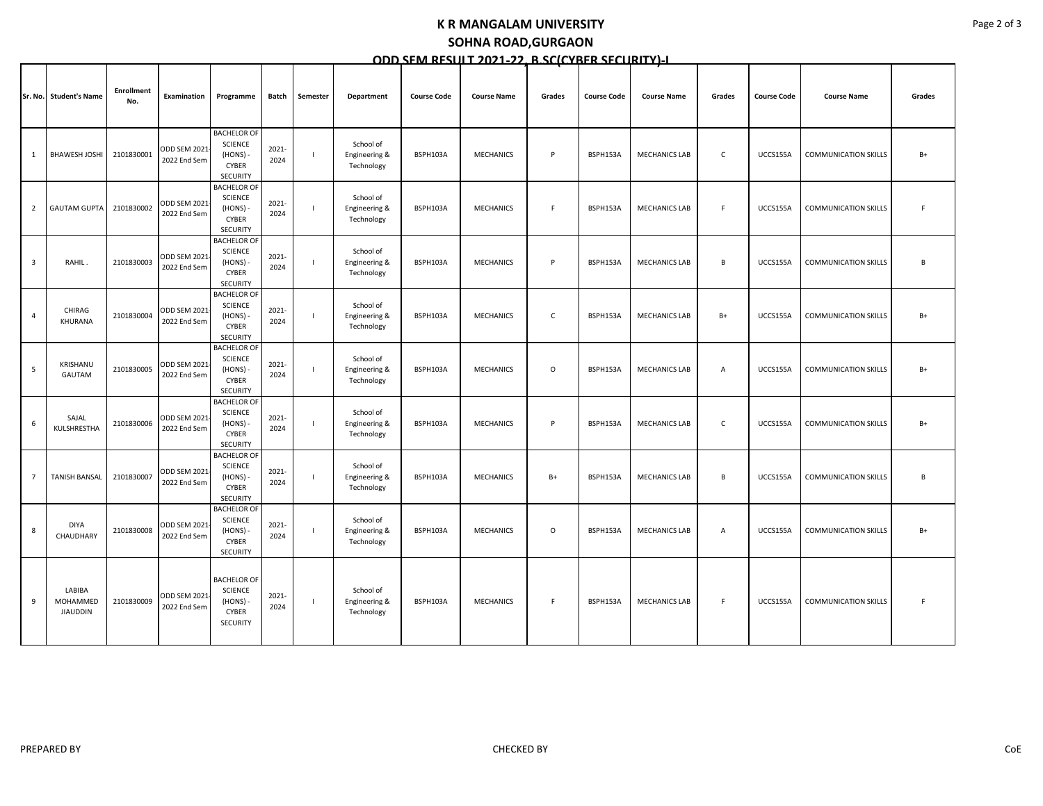# K R MANGALAM UNIVERSITY
## SOHNA ROAD,GURGAON
### ODD SEM RESULT 2021-22, B.SC(CYBER SECURITY)-I

| Sr. No. | Student's Name | Enrollment No. | Examination | Programme | Batch | Semester | Department | Course Code | Course Name | Grades | Course Code | Course Name | Grades | Course Code | Course Name | Grades |
|---|---|---|---|---|---|---|---|---|---|---|---|---|---|---|---|---|
| 1 | BHAWESH JOSHI | 2101830001 | ODD SEM 2021-2022 End Sem | BACHELOR OF SCIENCE (HONS) - CYBER SECURITY | 2021-2024 | I | School of Engineering & Technology | BSPH103A | MECHANICS | P | BSPH153A | MECHANICS LAB | C | UCCS155A | COMMUNICATION SKILLS | B+ |
| 2 | GAUTAM GUPTA | 2101830002 | ODD SEM 2021-2022 End Sem | BACHELOR OF SCIENCE (HONS) - CYBER SECURITY | 2021-2024 | I | School of Engineering & Technology | BSPH103A | MECHANICS | F | BSPH153A | MECHANICS LAB | F | UCCS155A | COMMUNICATION SKILLS | F |
| 3 | RAHIL . | 2101830003 | ODD SEM 2021-2022 End Sem | BACHELOR OF SCIENCE (HONS) - CYBER SECURITY | 2021-2024 | I | School of Engineering & Technology | BSPH103A | MECHANICS | P | BSPH153A | MECHANICS LAB | B | UCCS155A | COMMUNICATION SKILLS | B |
| 4 | CHIRAG KHURANA | 2101830004 | ODD SEM 2021-2022 End Sem | BACHELOR OF SCIENCE (HONS) - CYBER SECURITY | 2021-2024 | I | School of Engineering & Technology | BSPH103A | MECHANICS | C | BSPH153A | MECHANICS LAB | B+ | UCCS155A | COMMUNICATION SKILLS | B+ |
| 5 | KRISHANU GAUTAM | 2101830005 | ODD SEM 2021-2022 End Sem | BACHELOR OF SCIENCE (HONS) - CYBER SECURITY | 2021-2024 | I | School of Engineering & Technology | BSPH103A | MECHANICS | O | BSPH153A | MECHANICS LAB | A | UCCS155A | COMMUNICATION SKILLS | B+ |
| 6 | SAJAL KULSHRESTHA | 2101830006 | ODD SEM 2021-2022 End Sem | BACHELOR OF SCIENCE (HONS) - CYBER SECURITY | 2021-2024 | I | School of Engineering & Technology | BSPH103A | MECHANICS | P | BSPH153A | MECHANICS LAB | C | UCCS155A | COMMUNICATION SKILLS | B+ |
| 7 | TANISH BANSAL | 2101830007 | ODD SEM 2021-2022 End Sem | BACHELOR OF SCIENCE (HONS) - CYBER SECURITY | 2021-2024 | I | School of Engineering & Technology | BSPH103A | MECHANICS | B+ | BSPH153A | MECHANICS LAB | B | UCCS155A | COMMUNICATION SKILLS | B |
| 8 | DIYA CHAUDHARY | 2101830008 | ODD SEM 2021-2022 End Sem | BACHELOR OF SCIENCE (HONS) - CYBER SECURITY | 2021-2024 | I | School of Engineering & Technology | BSPH103A | MECHANICS | O | BSPH153A | MECHANICS LAB | A | UCCS155A | COMMUNICATION SKILLS | B+ |
| 9 | LABIBA MOHAMMED JIAUDDIN | 2101830009 | ODD SEM 2021-2022 End Sem | BACHELOR OF SCIENCE (HONS) - CYBER SECURITY | 2021-2024 | I | School of Engineering & Technology | BSPH103A | MECHANICS | F | BSPH153A | MECHANICS LAB | F | UCCS155A | COMMUNICATION SKILLS | F |

PREPARED BY CHECKED BY CoE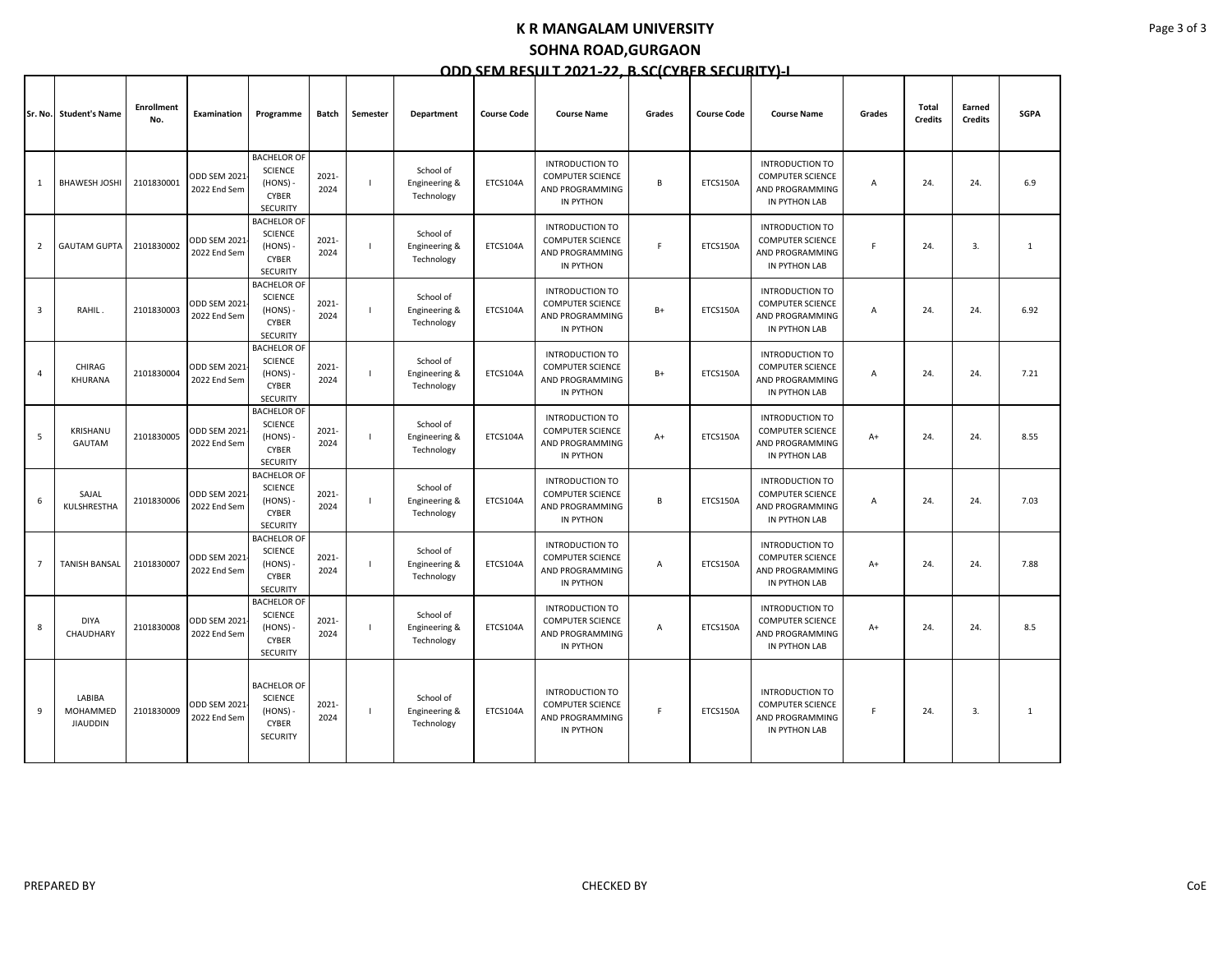# K R MANGALAM UNIVERSITY

## SOHNA ROAD,GURGAON

## ODD SEM RESULT 2021-22, B.SC(CYBER SECURITY)-I

| Sr. No. | Student's Name | Enrollment No. | Examination | Programme | Batch | Semester | Department | Course Code | Course Name | Grades | Course Code | Course Name | Grades | Total Credits | Earned Credits | SGPA |
|---|---|---|---|---|---|---|---|---|---|---|---|---|---|---|---|---|
| 1 | BHAWESH JOSHI | 2101830001 | ODD SEM 2021-2022 End Sem | BACHELOR OF SCIENCE (HONS) - CYBER SECURITY | 2021-2024 | I | School of Engineering & Technology | ETCS104A | INTRODUCTION TO COMPUTER SCIENCE AND PROGRAMMING IN PYTHON | B | ETCS150A | INTRODUCTION TO COMPUTER SCIENCE AND PROGRAMMING IN PYTHON LAB | A | 24. | 24. | 6.9 |
| 2 | GAUTAM GUPTA | 2101830002 | ODD SEM 2021-2022 End Sem | BACHELOR OF SCIENCE (HONS) - CYBER SECURITY | 2021-2024 | I | School of Engineering & Technology | ETCS104A | INTRODUCTION TO COMPUTER SCIENCE AND PROGRAMMING IN PYTHON | F | ETCS150A | INTRODUCTION TO COMPUTER SCIENCE AND PROGRAMMING IN PYTHON LAB | F | 24. | 3. | 1 |
| 3 | RAHIL . | 2101830003 | ODD SEM 2021-2022 End Sem | BACHELOR OF SCIENCE (HONS) - CYBER SECURITY | 2021-2024 | I | School of Engineering & Technology | ETCS104A | INTRODUCTION TO COMPUTER SCIENCE AND PROGRAMMING IN PYTHON | B+ | ETCS150A | INTRODUCTION TO COMPUTER SCIENCE AND PROGRAMMING IN PYTHON LAB | A | 24. | 24. | 6.92 |
| 4 | CHIRAG KHURANA | 2101830004 | ODD SEM 2021-2022 End Sem | BACHELOR OF SCIENCE (HONS) - CYBER SECURITY | 2021-2024 | I | School of Engineering & Technology | ETCS104A | INTRODUCTION TO COMPUTER SCIENCE AND PROGRAMMING IN PYTHON | B+ | ETCS150A | INTRODUCTION TO COMPUTER SCIENCE AND PROGRAMMING IN PYTHON LAB | A | 24. | 24. | 7.21 |
| 5 | KRISHANU GAUTAM | 2101830005 | ODD SEM 2021-2022 End Sem | BACHELOR OF SCIENCE (HONS) - CYBER SECURITY | 2021-2024 | I | School of Engineering & Technology | ETCS104A | INTRODUCTION TO COMPUTER SCIENCE AND PROGRAMMING IN PYTHON | A+ | ETCS150A | INTRODUCTION TO COMPUTER SCIENCE AND PROGRAMMING IN PYTHON LAB | A+ | 24. | 24. | 8.55 |
| 6 | SAJAL KULSHRESTHA | 2101830006 | ODD SEM 2021-2022 End Sem | BACHELOR OF SCIENCE (HONS) - CYBER SECURITY | 2021-2024 | I | School of Engineering & Technology | ETCS104A | INTRODUCTION TO COMPUTER SCIENCE AND PROGRAMMING IN PYTHON | B | ETCS150A | INTRODUCTION TO COMPUTER SCIENCE AND PROGRAMMING IN PYTHON LAB | A | 24. | 24. | 7.03 |
| 7 | TANISH BANSAL | 2101830007 | ODD SEM 2021-2022 End Sem | BACHELOR OF SCIENCE (HONS) - CYBER SECURITY | 2021-2024 | I | School of Engineering & Technology | ETCS104A | INTRODUCTION TO COMPUTER SCIENCE AND PROGRAMMING IN PYTHON | A | ETCS150A | INTRODUCTION TO COMPUTER SCIENCE AND PROGRAMMING IN PYTHON LAB | A+ | 24. | 24. | 7.88 |
| 8 | DIYA CHAUDHARY | 2101830008 | ODD SEM 2021-2022 End Sem | BACHELOR OF SCIENCE (HONS) - CYBER SECURITY | 2021-2024 | I | School of Engineering & Technology | ETCS104A | INTRODUCTION TO COMPUTER SCIENCE AND PROGRAMMING IN PYTHON | A | ETCS150A | INTRODUCTION TO COMPUTER SCIENCE AND PROGRAMMING IN PYTHON LAB | A+ | 24. | 24. | 8.5 |
| 9 | LABIBA MOHAMMED JIAUDDIN | 2101830009 | ODD SEM 2021-2022 End Sem | BACHELOR OF SCIENCE (HONS) - CYBER SECURITY | 2021-2024 | I | School of Engineering & Technology | ETCS104A | INTRODUCTION TO COMPUTER SCIENCE AND PROGRAMMING IN PYTHON | F | ETCS150A | INTRODUCTION TO COMPUTER SCIENCE AND PROGRAMMING IN PYTHON LAB | F | 24. | 3. | 1 |

PREPARED BY

CHECKED BY

CoE